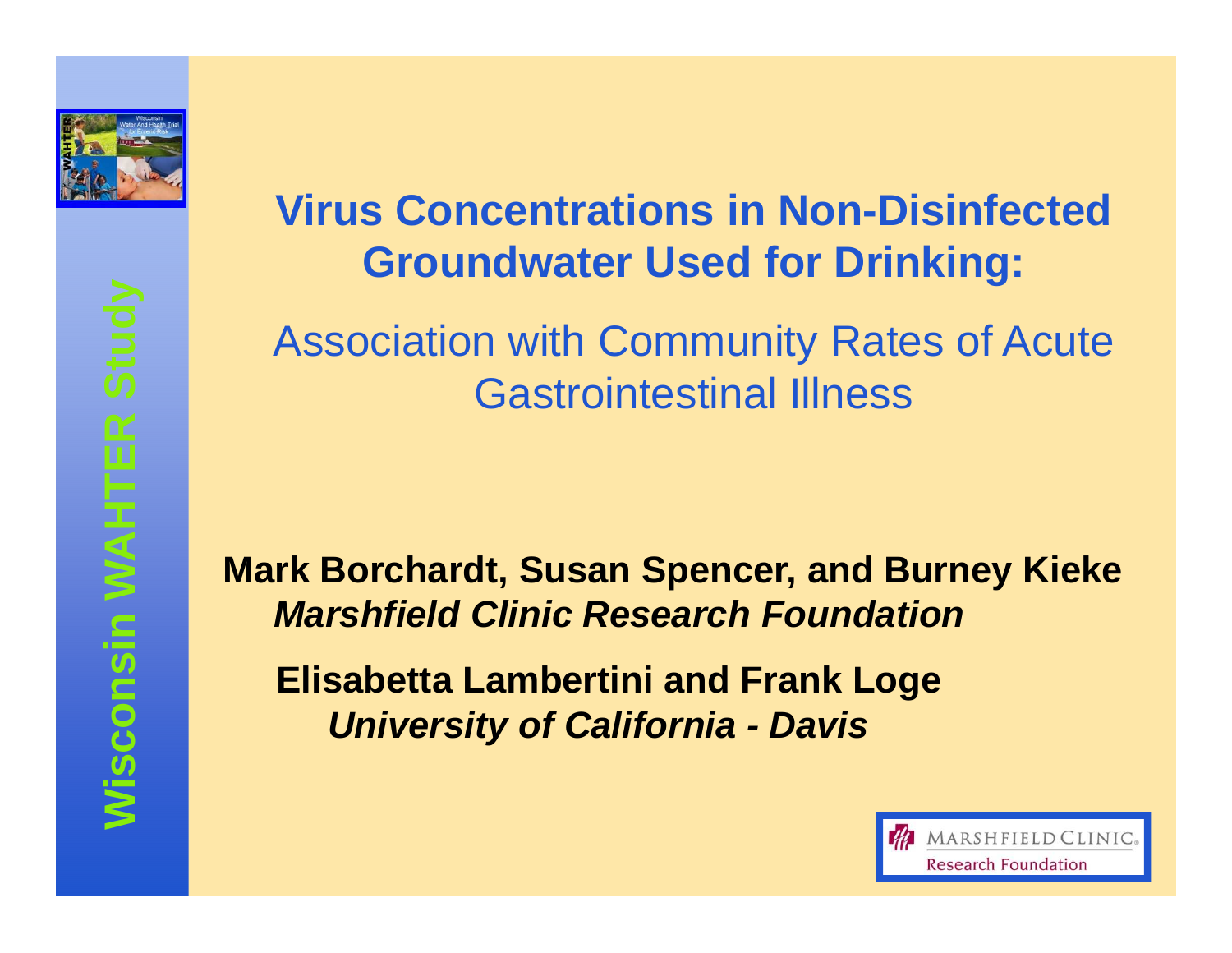# Virus Concentrations in Non-Disinfected Groundwater Used for Drinking:

## Association with Community Rates of Acute Gastrointestinal Illness

**Mark Borchardt, Susan Spencer, and Burney Kieke**
***Marshfield Clinic Research Foundation***

**Elisabetta Lambertini and Frank Loge**
***University of California - Davis***

Wisconsin WAHTER Study

MARSHFIELD CLINIC.
Research Foundation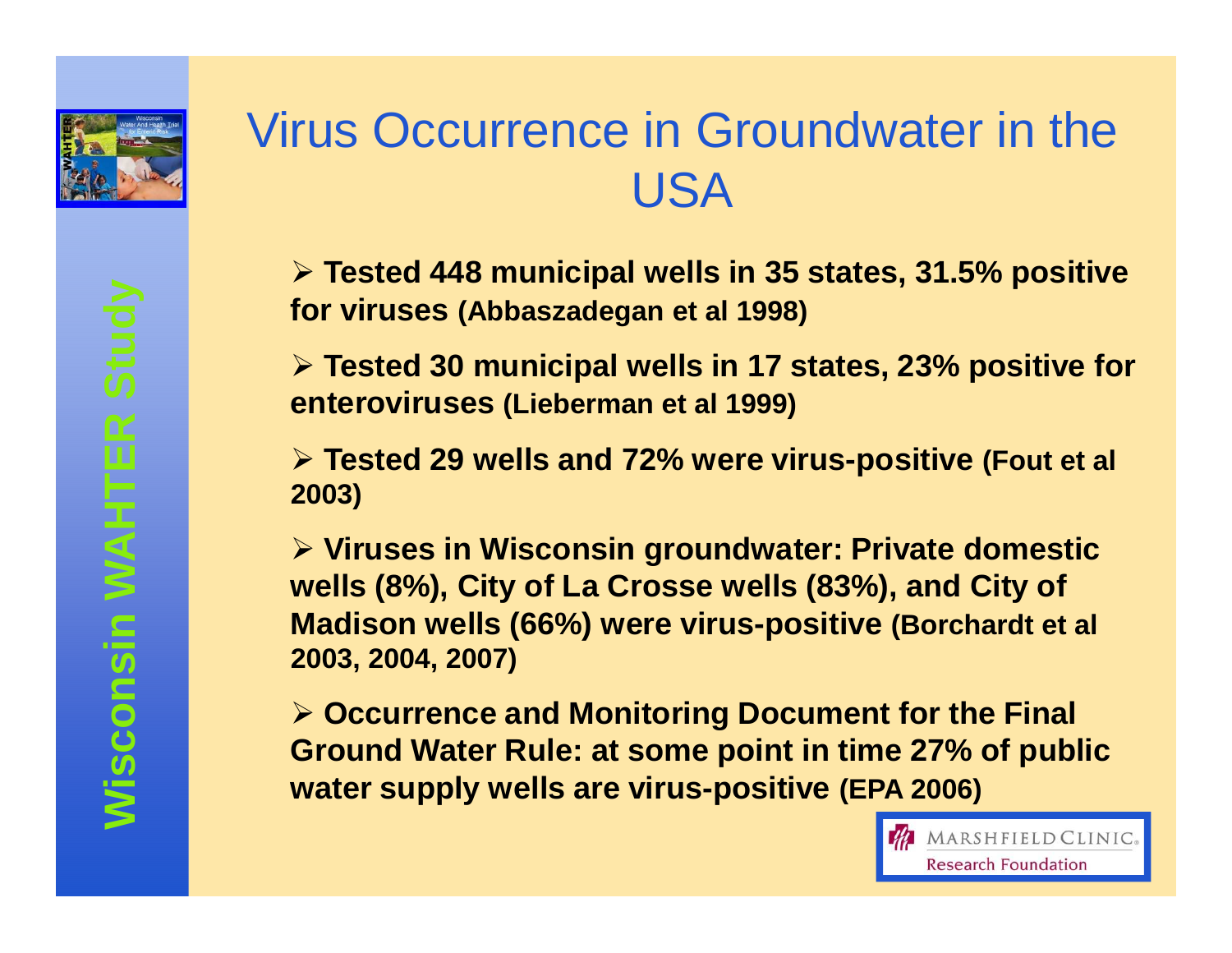# Virus Occurrence in Groundwater in the USA

- **Tested 448 municipal wells in 35 states, 31.5% positive for viruses (Abbaszadegan et al 1998)**
- **Tested 30 municipal wells in 17 states, 23% positive for enteroviruses (Lieberman et al 1999)**
- **Tested 29 wells and 72% were virus-positive (Fout et al 2003)**
- **Viruses in Wisconsin groundwater: Private domestic wells (8%), City of La Crosse wells (83%), and City of Madison wells (66%) were virus-positive (Borchardt et al 2003, 2004, 2007)**
- **Occurrence and Monitoring Document for the Final Ground Water Rule: at some point in time 27% of public water supply wells are virus-positive (EPA 2006)**

Wisconsin WAHTER Study

Marshfield Clinic Research Foundation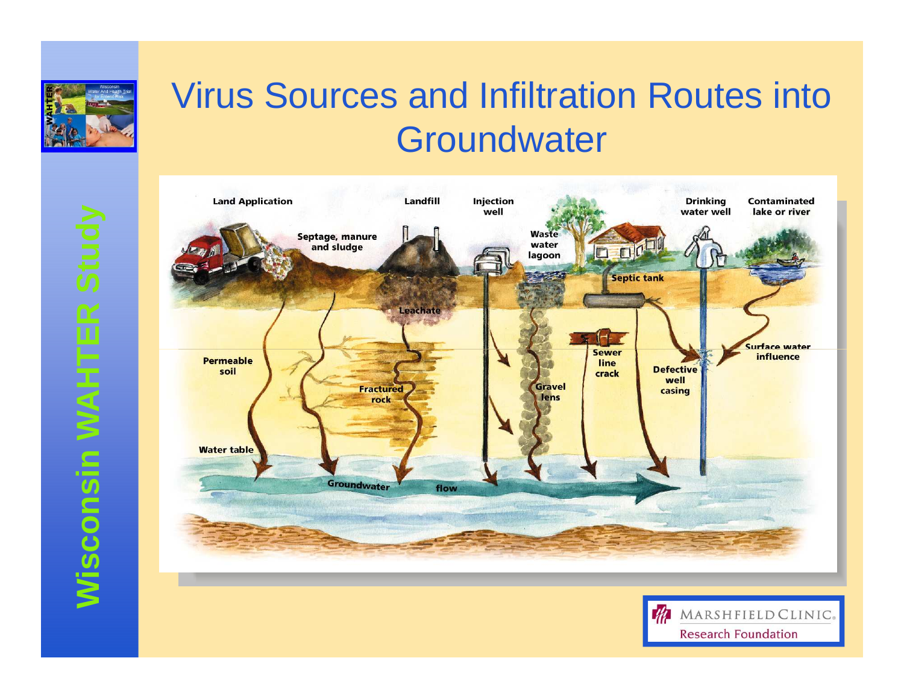# Virus Sources and Infiltration Routes into Groundwater

Land Application

Septage, manure and sludge

Landfill

Leachate

Injection well

Waste water lagoon

Septic tank

Drinking water well

Contaminated lake or river

Permeable soil

Fractured rock

Gravel lens

Sewer line crack

Defective well casing

Surface water influence

Water table

Groundwater flow

Wisconsin WAHTER Study

MARSHFIELD CLINIC. Research Foundation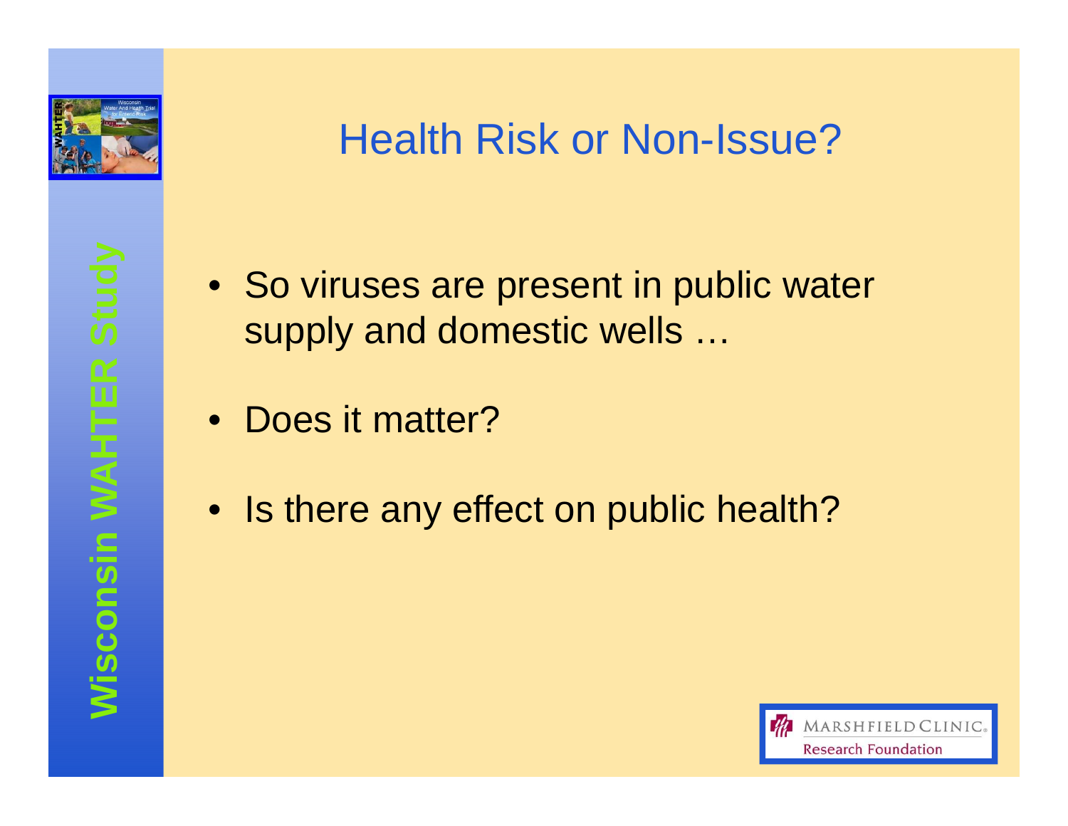# Health Risk or Non-Issue?

- So viruses are present in public water supply and domestic wells …
- Does it matter?
- Is there any effect on public health?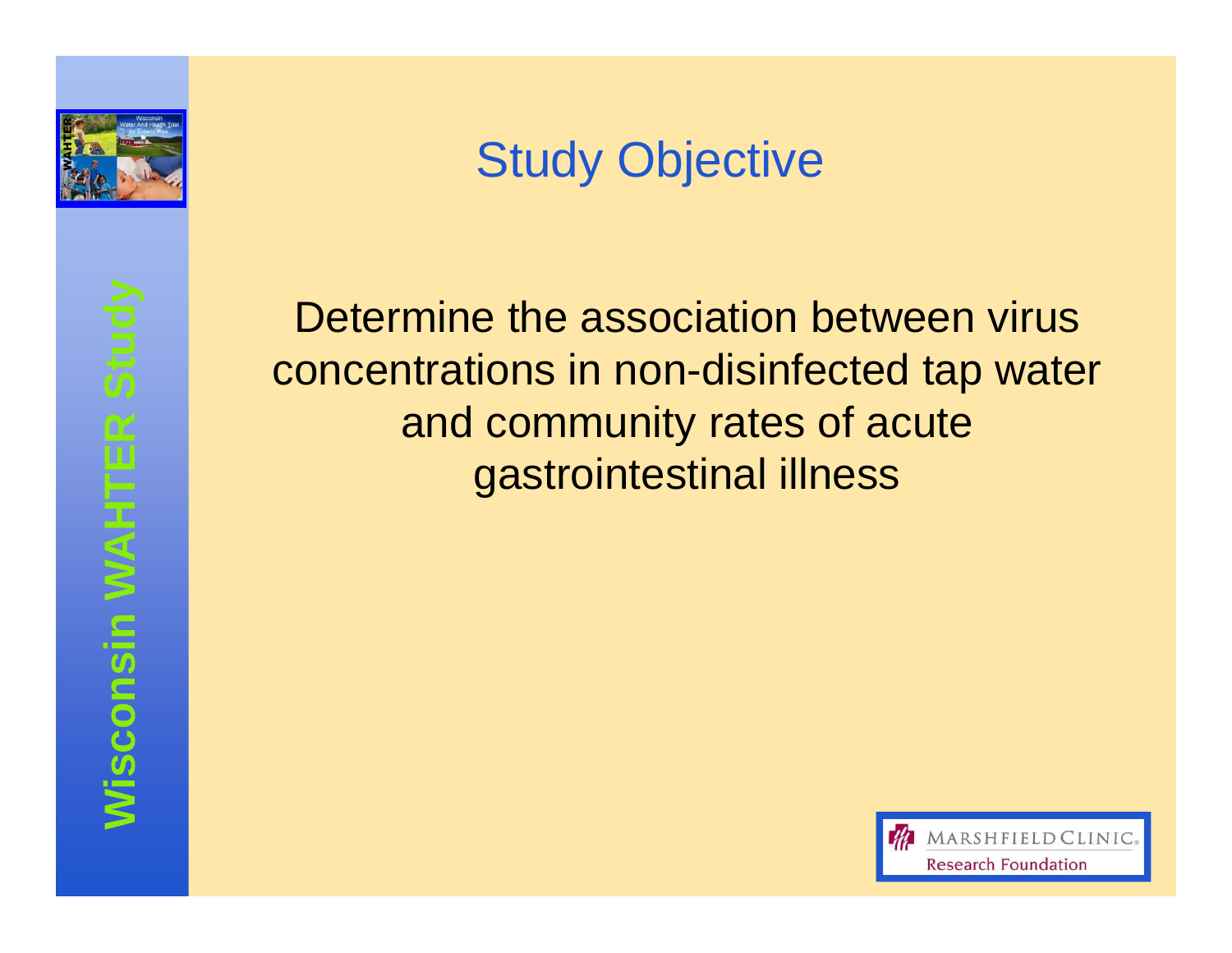# Study Objective

Determine the association between virus concentrations in non-disinfected tap water and community rates of acute gastrointestinal illness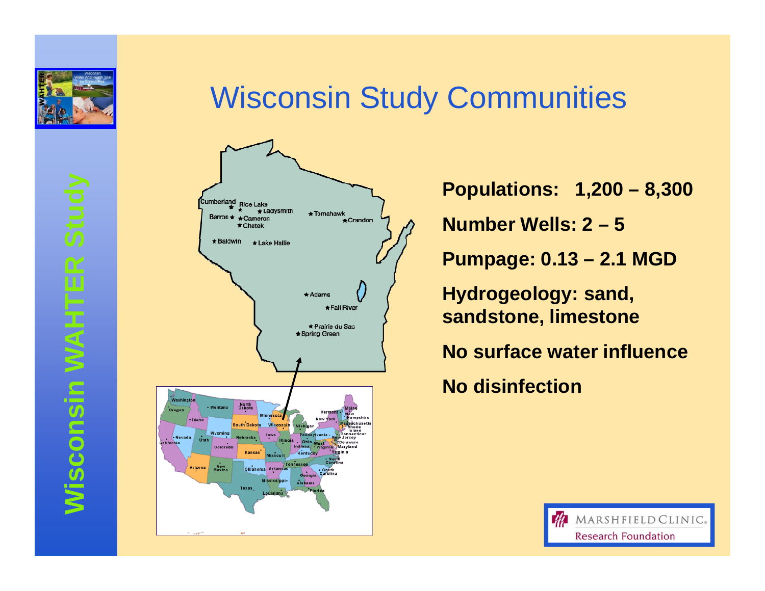# Wisconsin Study Communities

**Populations: 1,200 – 8,300**

**Number Wells: 2 – 5**

**Pumpage: 0.13 – 2.1 MGD**

**Hydrogeology: sand, sandstone, limestone**

**No surface water influence**

**No disinfection**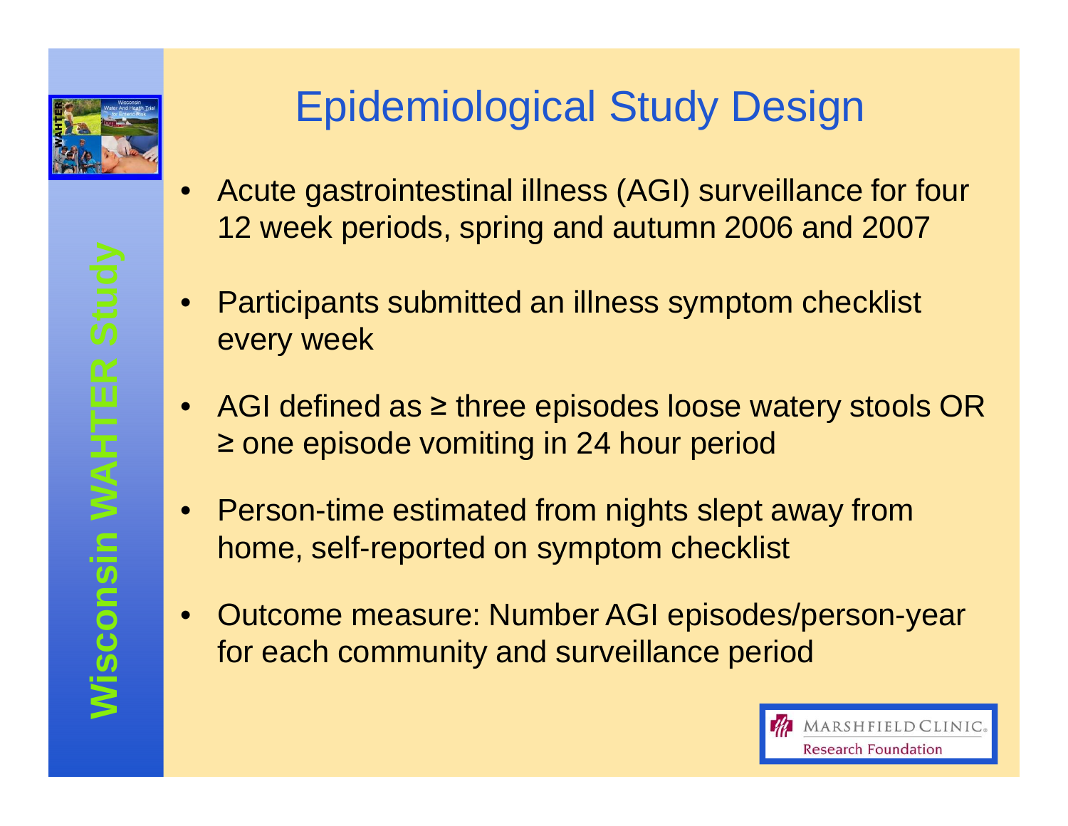# Epidemiological Study Design

- Acute gastrointestinal illness (AGI) surveillance for four 12 week periods, spring and autumn 2006 and 2007
- Participants submitted an illness symptom checklist every week
- AGI defined as ≥ three episodes loose watery stools OR ≥ one episode vomiting in 24 hour period
- Person-time estimated from nights slept away from home, self-reported on symptom checklist
- Outcome measure: Number AGI episodes/person-year for each community and surveillance period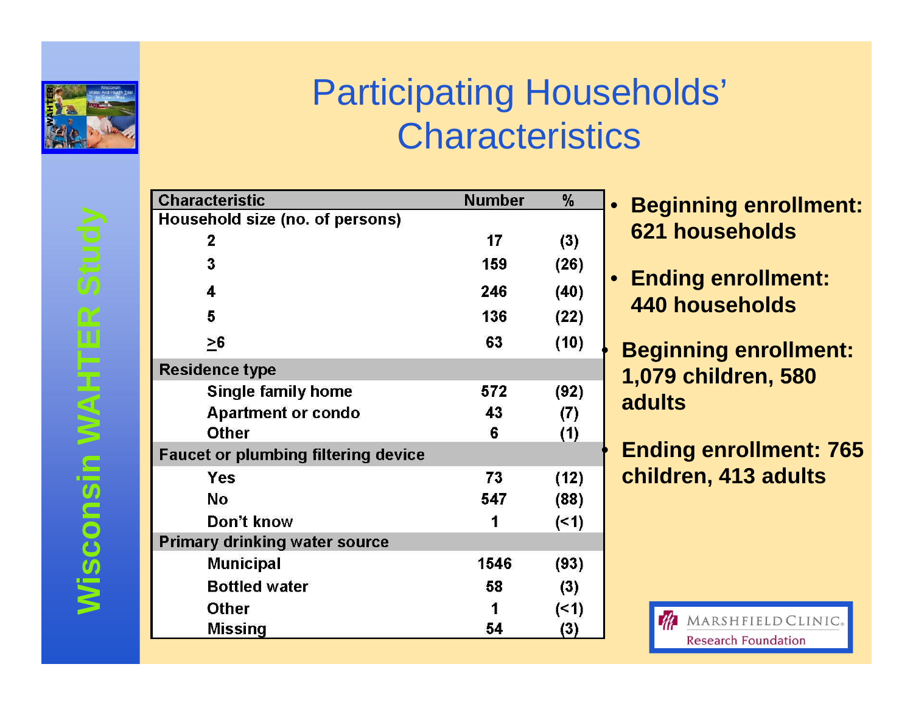# Participating Households' Characteristics

| Characteristic | Number | % |
|---|---|---|
| **Household size (no. of persons)** | | |
| 2 | 17 | (3) |
| 3 | 159 | (26) |
| 4 | 246 | (40) |
| 5 | 136 | (22) |
| $\geq$6 | 63 | (10) |
| **Residence type** | | |
| Single family home | 572 | (92) |
| Apartment or condo | 43 | (7) |
| Other | 6 | (1) |
| **Faucet or plumbing filtering device** | | |
| Yes | 73 | (12) |
| No | 547 | (88) |
| Don't know | 1 | (<1) |
| **Primary drinking water source** | | |
| Municipal | 1546 | (93) |
| Bottled water | 58 | (3) |
| Other | 1 | (<1) |
| Missing | 54 | (3) |

- **Beginning enrollment: 621 households**
- **Ending enrollment: 440 households**
- **Beginning enrollment: 1,079 children, 580 adults**
- **Ending enrollment: 765 children, 413 adults**

Wisconsin WAHTER Study

Marshfield Clinic Research Foundation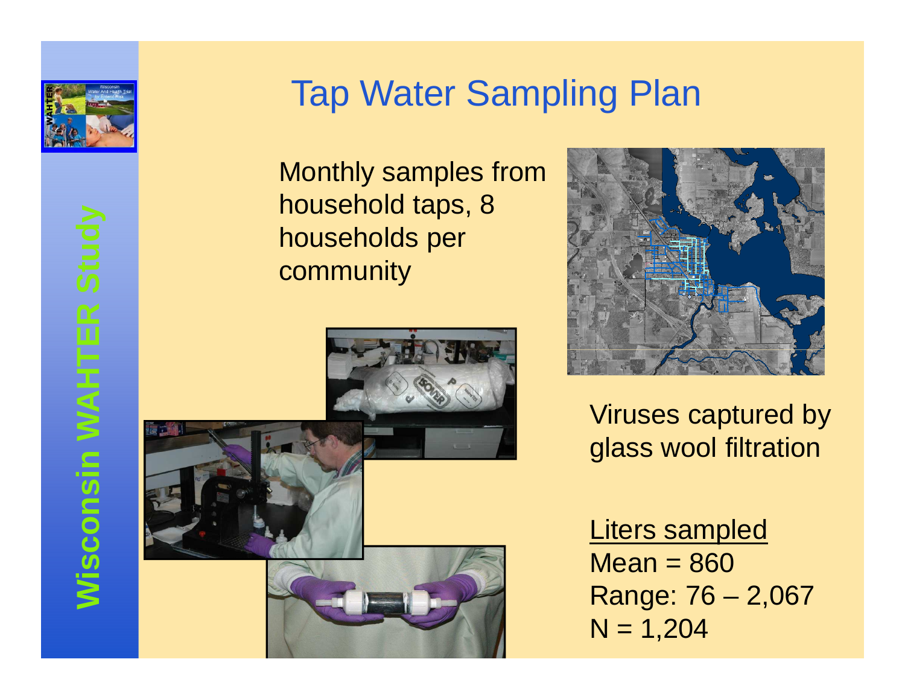# Tap Water Sampling Plan

Monthly samples from household taps, 8 households per community

Viruses captured by glass wool filtration

<u>Liters sampled</u>

Mean = 860

Range: 76 – 2,067

N = 1,204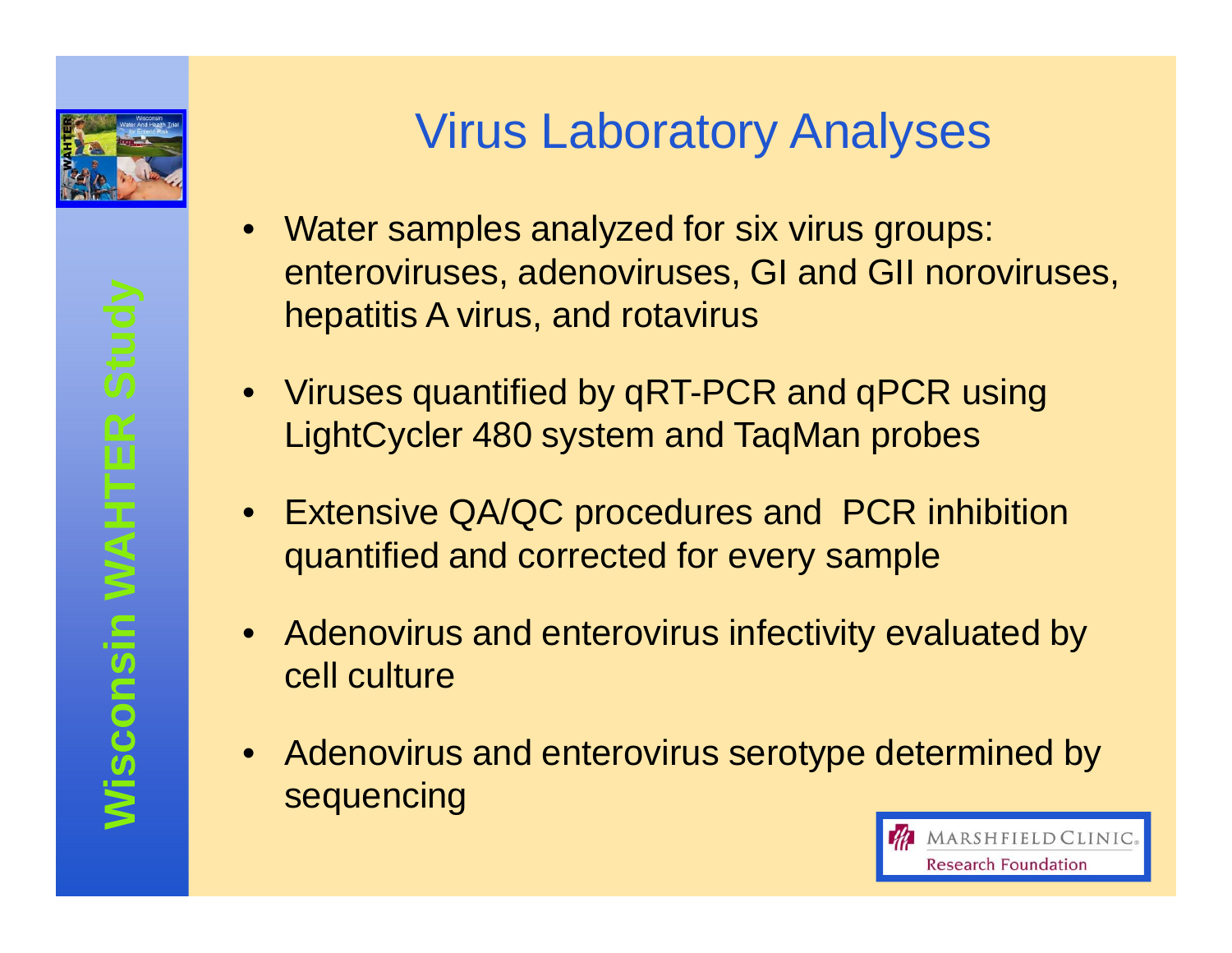# Virus Laboratory Analyses

- Water samples analyzed for six virus groups: enteroviruses, adenoviruses, GI and GII noroviruses, hepatitis A virus, and rotavirus
- Viruses quantified by qRT-PCR and qPCR using LightCycler 480 system and TaqMan probes
- Extensive QA/QC procedures and PCR inhibition quantified and corrected for every sample
- Adenovirus and enterovirus infectivity evaluated by cell culture
- Adenovirus and enterovirus serotype determined by sequencing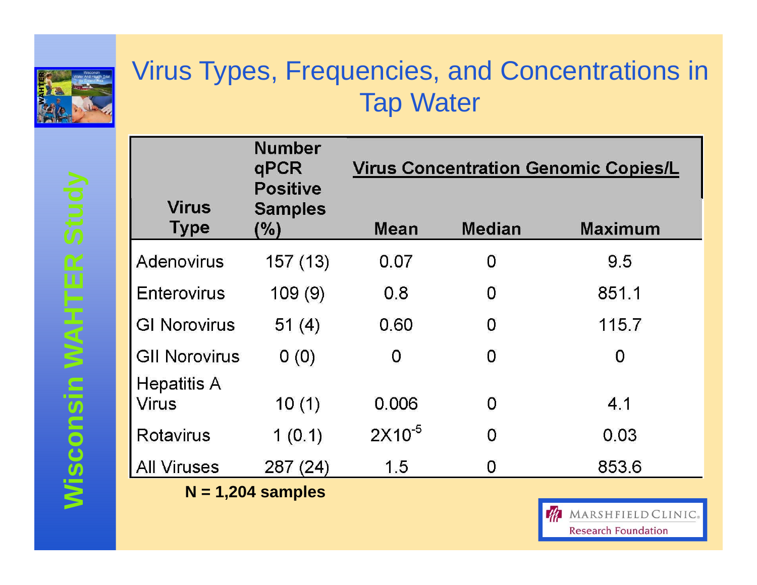# Virus Types, Frequencies, and Concentrations in Tap Water

| Virus Type | Number qPCR Positive Samples (%) | Virus Concentration Genomic Copies/L | | |
|---|---|---|---|---|
| | | Mean | Median | Maximum |
| Adenovirus | 157 (13) | 0.07 | 0 | 9.5 |
| Enterovirus | 109 (9) | 0.8 | 0 | 851.1 |
| GI Norovirus | 51 (4) | 0.60 | 0 | 115.7 |
| GII Norovirus | 0 (0) | 0 | 0 | 0 |
| Hepatitis A Virus | 10 (1) | 0.006 | 0 | 4.1 |
| Rotavirus | 1 (0.1) | $2 \times 10^{-5}$ | 0 | 0.03 |
| All Viruses | 287 (24) | 1.5 | 0 | 853.6 |

**N = 1,204 samples**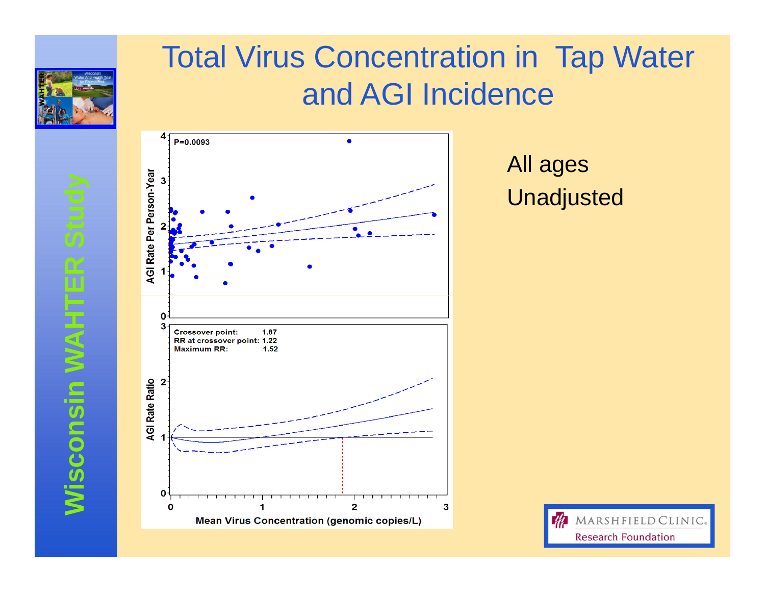# Total Virus Concentration in Tap Water and AGI Incidence

P=0.0093

AGI Rate Per Person-Year

Crossover point: 1.87
RR at crossover point: 1.22
Maximum RR: 1.52

AGI Rate Ratio

Mean Virus Concentration (genomic copies/L)

All ages

Unadjusted

Wisconsin WAHTER Study

MARSHFIELD CLINIC
Research Foundation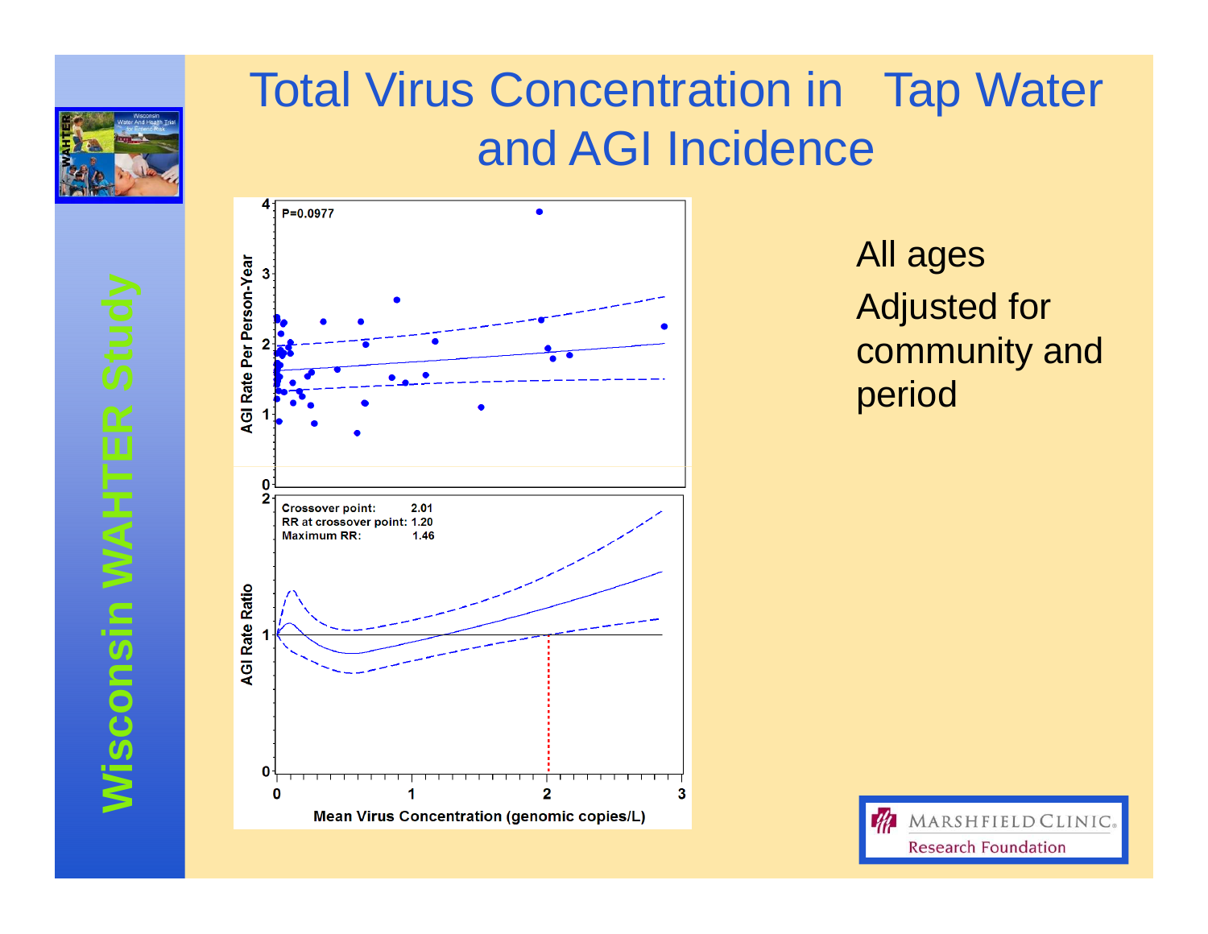# Total Virus Concentration in Tap Water and AGI Incidence

P=0.0977

AGI Rate Per Person-Year

Crossover point: 2.01
RR at crossover point: 1.20
Maximum RR: 1.46

AGI Rate Ratio

Mean Virus Concentration (genomic copies/L)

All ages

Adjusted for community and period

Wisconsin WAHTER Study

MARSHFIELD CLINIC Research Foundation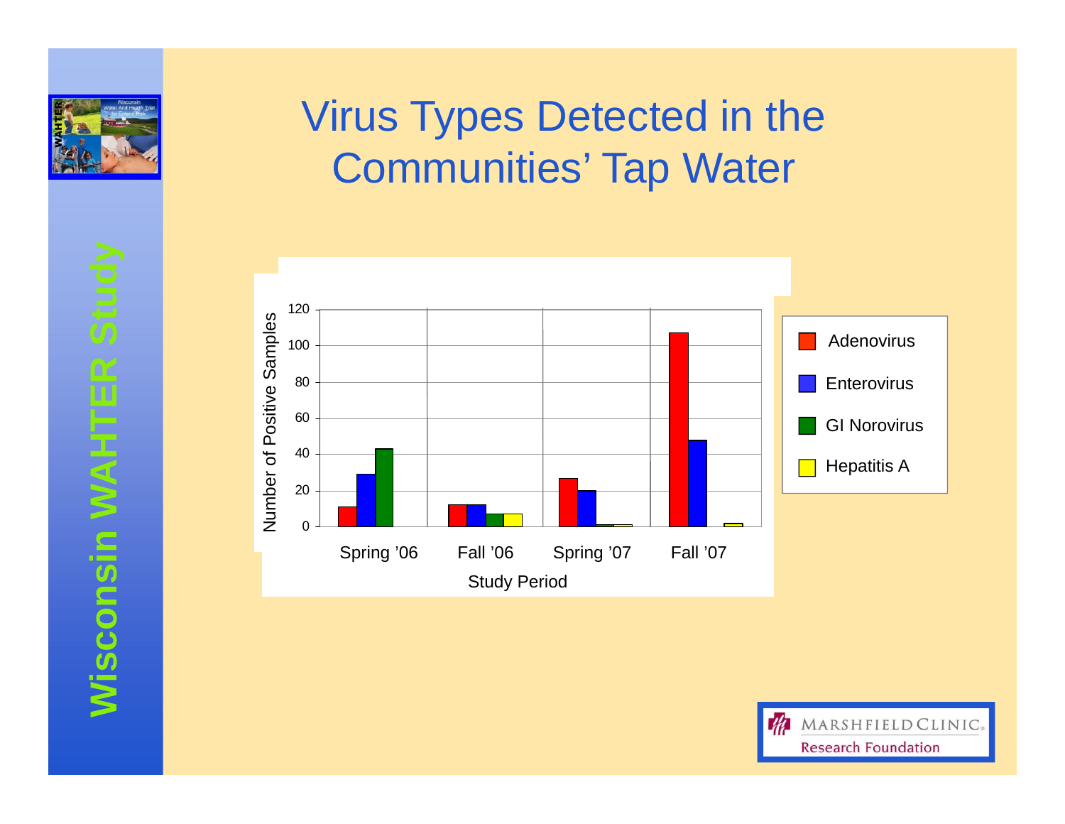# Virus Types Detected in the Communities' Tap Water

Wisconsin WAHTER Study

| Study Period | Adenovirus | Enterovirus | GI Norovirus | Hepatitis A |
|---|---|---|---|---|
| Spring '06 | 11 | 29 | 43 | |
| Fall '06 | 12 | 12 | 7 | 7 |
| Spring '07 | 27 | 20 | 1 | 1 |
| Fall '07 | 107 | 48 | | 2 |

Number of Positive Samples

Study Period

MARSHFIELD CLINIC
Research Foundation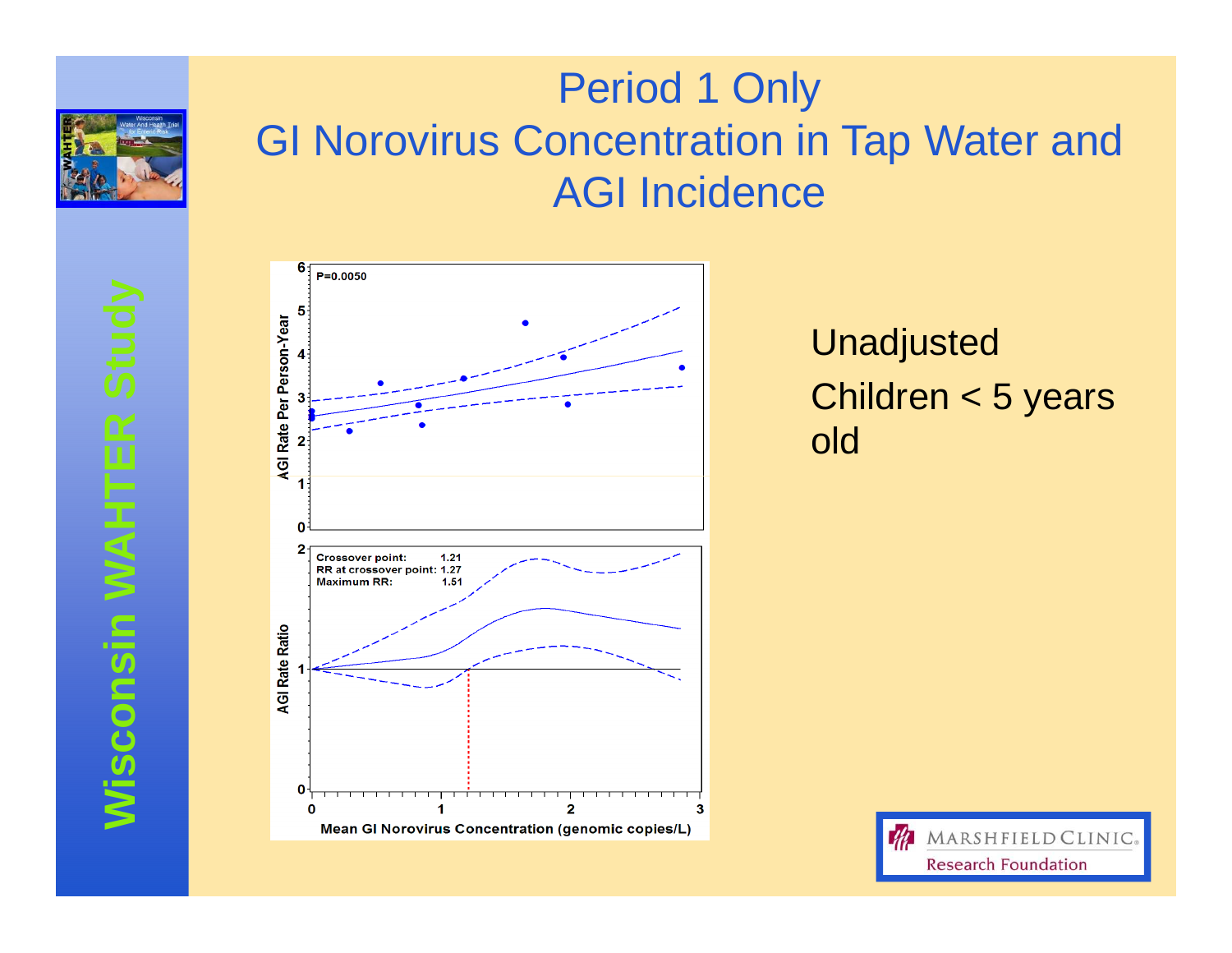# Period 1 Only
# GI Norovirus Concentration in Tap Water and AGI Incidence

P=0.0050

Crossover point: 1.21
RR at crossover point: 1.27
Maximum RR: 1.51

AGI Rate Per Person-Year

AGI Rate Ratio

Mean GI Norovirus Concentration (genomic copies/L)

Unadjusted

Children < 5 years old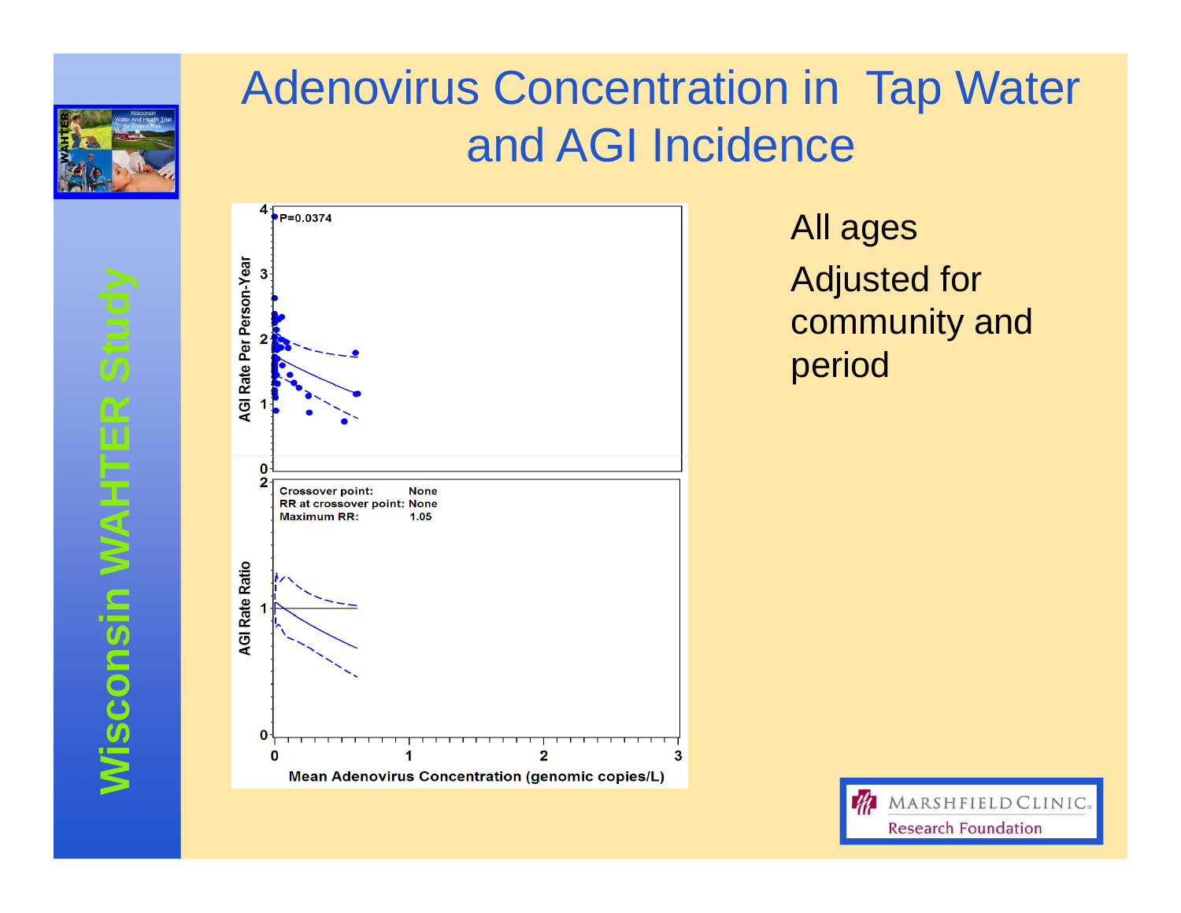# Adenovirus Concentration in Tap Water and AGI Incidence

All ages

Adjusted for community and period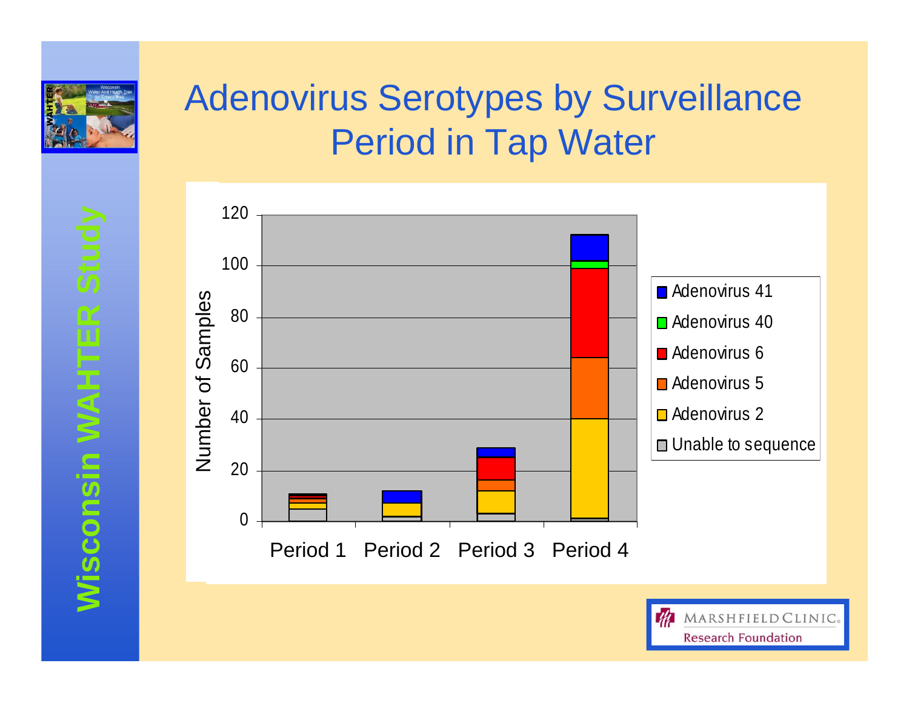# Adenovirus Serotypes by Surveillance Period in Tap Water

Number of Samples

120
100
80
60
40
20
0

Period 1 Period 2 Period 3 Period 4

- Adenovirus 41
- Adenovirus 40
- Adenovirus 6
- Adenovirus 5
- Adenovirus 2
- Unable to sequence

Wisconsin WAHTER Study

MARSHFIELD CLINIC. Research Foundation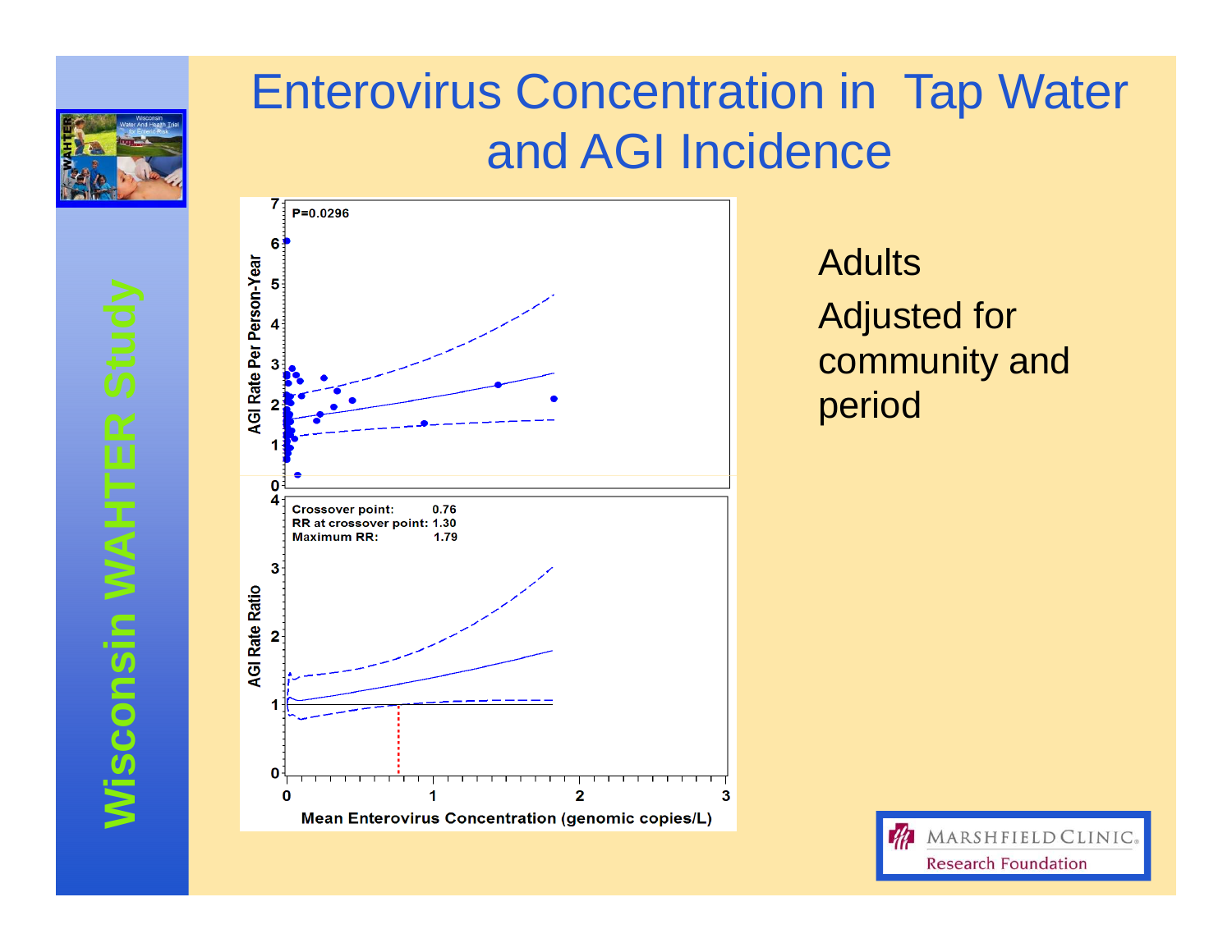# Enterovirus Concentration in Tap Water and AGI Incidence

P=0.0296

AGI Rate Per Person-Year

Crossover point: 0.76
RR at crossover point: 1.30
Maximum RR: 1.79

AGI Rate Ratio

Mean Enterovirus Concentration (genomic copies/L)

Adults

Adjusted for community and period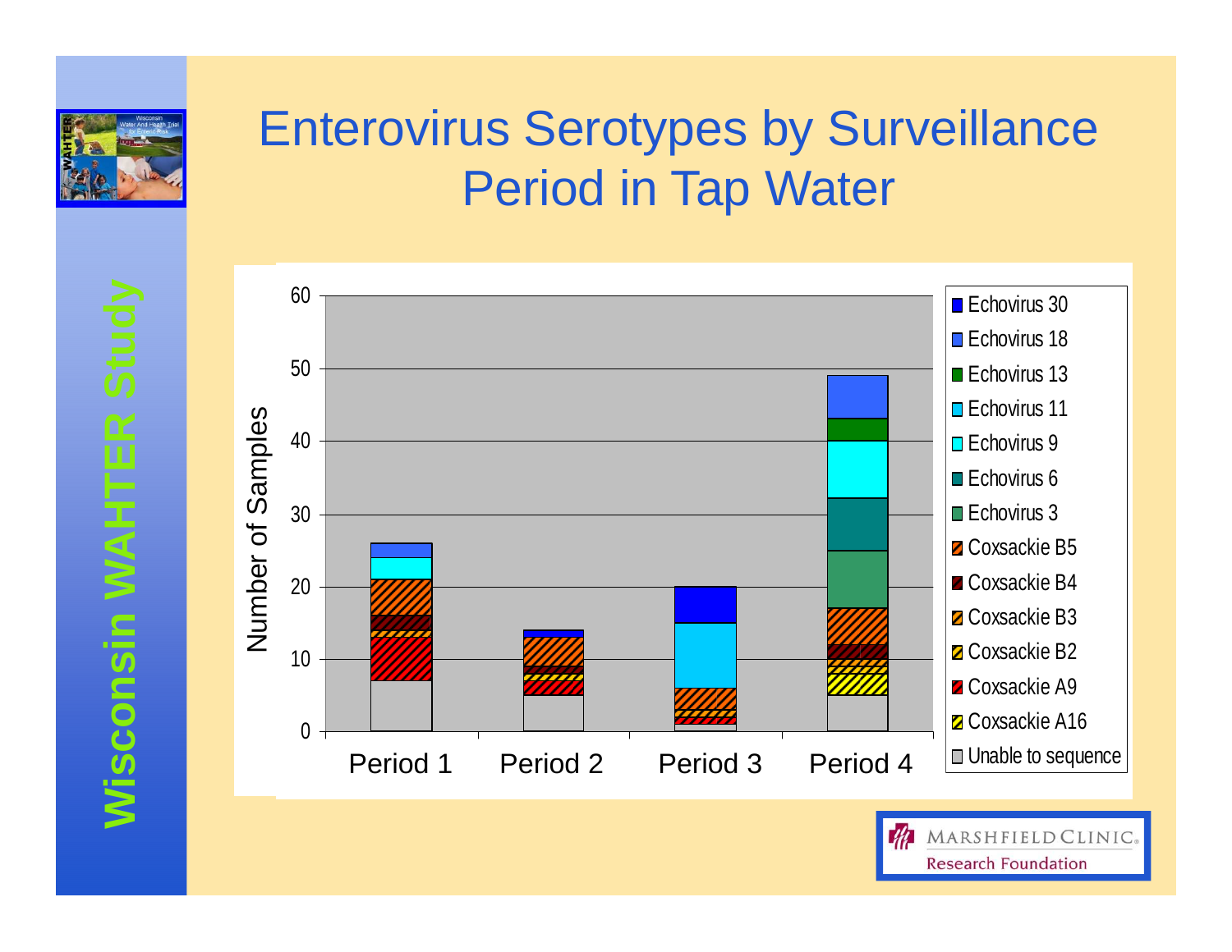# Enterovirus Serotypes by Surveillance Period in Tap Water

Wisconsin WAHTER Study

Number of Samples

60
50
40
30
20
10
0

Period 1 | Period 2 | Period 3 | Period 4

- Echovirus 30
- Echovirus 18
- Echovirus 13
- Echovirus 11
- Echovirus 9
- Echovirus 6
- Echovirus 3
- Coxsackie B5
- Coxsackie B4
- Coxsackie B3
- Coxsackie B2
- Coxsackie A9
- Coxsackie A16
- Unable to sequence

MARSHFIELD CLINIC. Research Foundation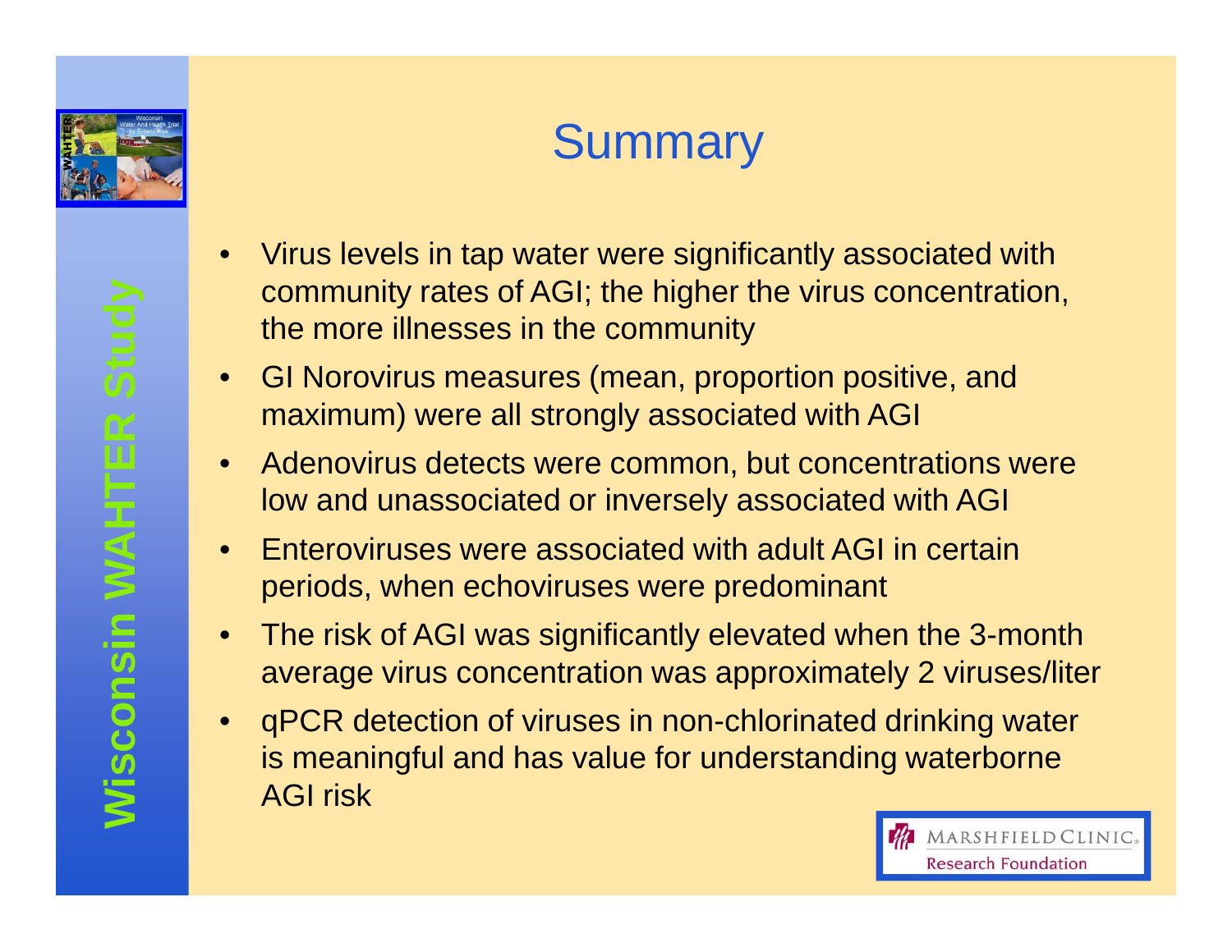# Summary

- Virus levels in tap water were significantly associated with community rates of AGI; the higher the virus concentration, the more illnesses in the community
- GI Norovirus measures (mean, proportion positive, and maximum) were all strongly associated with AGI
- Adenovirus detects were common, but concentrations were low and unassociated or inversely associated with AGI
- Enteroviruses were associated with adult AGI in certain periods, when echoviruses were predominant
- The risk of AGI was significantly elevated when the 3-month average virus concentration was approximately 2 viruses/liter
- qPCR detection of viruses in non-chlorinated drinking water is meaningful and has value for understanding waterborne AGI risk